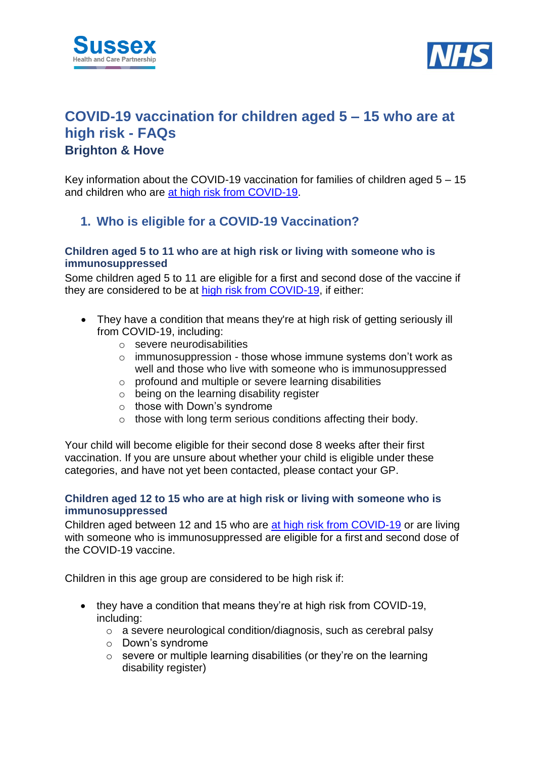# COVID-19 vaccination for children aged 5 – 15 who are at high risk - FAQs

## Brighton & Hove

Key information about the COVID-19 vaccination for families of children aged 5 – 15 and children who are at high risk from COVID-19.

## 1. Who is eligible for a COVID-19 Vaccination?

### Children aged 5 to 11 who are at high risk or living with someone who is immunosuppressed

Some children aged 5 to 11 are eligible for a first and second dose of the vaccine if they are considered to be at high risk from COVID-19, if either:

- They have a condition that means they're at high risk of getting seriously ill from COVID-19, including:
    - severe neurodisabilities
    - immunosuppression - those whose immune systems don't work as well and those who live with someone who is immunosuppressed
    - profound and multiple or severe learning disabilities
    - being on the learning disability register
    - those with Down's syndrome
    - those with long term serious conditions affecting their body.

Your child will become eligible for their second dose 8 weeks after their first vaccination. If you are unsure about whether your child is eligible under these categories, and have not yet been contacted, please contact your GP.

### Children aged 12 to 15 who are at high risk or living with someone who is immunosuppressed

Children aged between 12 and 15 who are at high risk from COVID-19 or are living with someone who is immunosuppressed are eligible for a first and second dose of the COVID-19 vaccine.

Children in this age group are considered to be high risk if:

- they have a condition that means they're at high risk from COVID-19, including:
    - a severe neurological condition/diagnosis, such as cerebral palsy
    - Down's syndrome
    - severe or multiple learning disabilities (or they're on the learning disability register)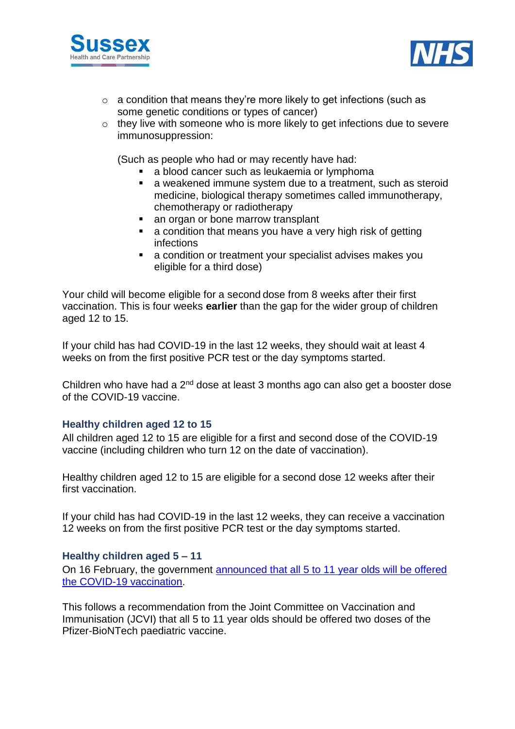- a condition that means they're more likely to get infections (such as some genetic conditions or types of cancer)
- they live with someone who is more likely to get infections due to severe immunosuppression:

  (Such as people who had or may recently have had:
    - a blood cancer such as leukaemia or lymphoma
    - a weakened immune system due to a treatment, such as steroid medicine, biological therapy sometimes called immunotherapy, chemotherapy or radiotherapy
    - an organ or bone marrow transplant
    - a condition that means you have a very high risk of getting infections
    - a condition or treatment your specialist advises makes you eligible for a third dose)

Your child will become eligible for a second dose from 8 weeks after their first vaccination. This is four weeks **earlier** than the gap for the wider group of children aged 12 to 15.

If your child has had COVID-19 in the last 12 weeks, they should wait at least 4 weeks on from the first positive PCR test or the day symptoms started.

Children who have had a 2nd dose at least 3 months ago can also get a booster dose of the COVID-19 vaccine.

### Healthy children aged 12 to 15

All children aged 12 to 15 are eligible for a first and second dose of the COVID-19 vaccine (including children who turn 12 on the date of vaccination).

Healthy children aged 12 to 15 are eligible for a second dose 12 weeks after their first vaccination.

If your child has had COVID-19 in the last 12 weeks, they can receive a vaccination 12 weeks on from the first positive PCR test or the day symptoms started.

### Healthy children aged 5 – 11

On 16 February, the government announced that all 5 to 11 year olds will be offered the COVID-19 vaccination.

This follows a recommendation from the Joint Committee on Vaccination and Immunisation (JCVI) that all 5 to 11 year olds should be offered two doses of the Pfizer-BioNTech paediatric vaccine.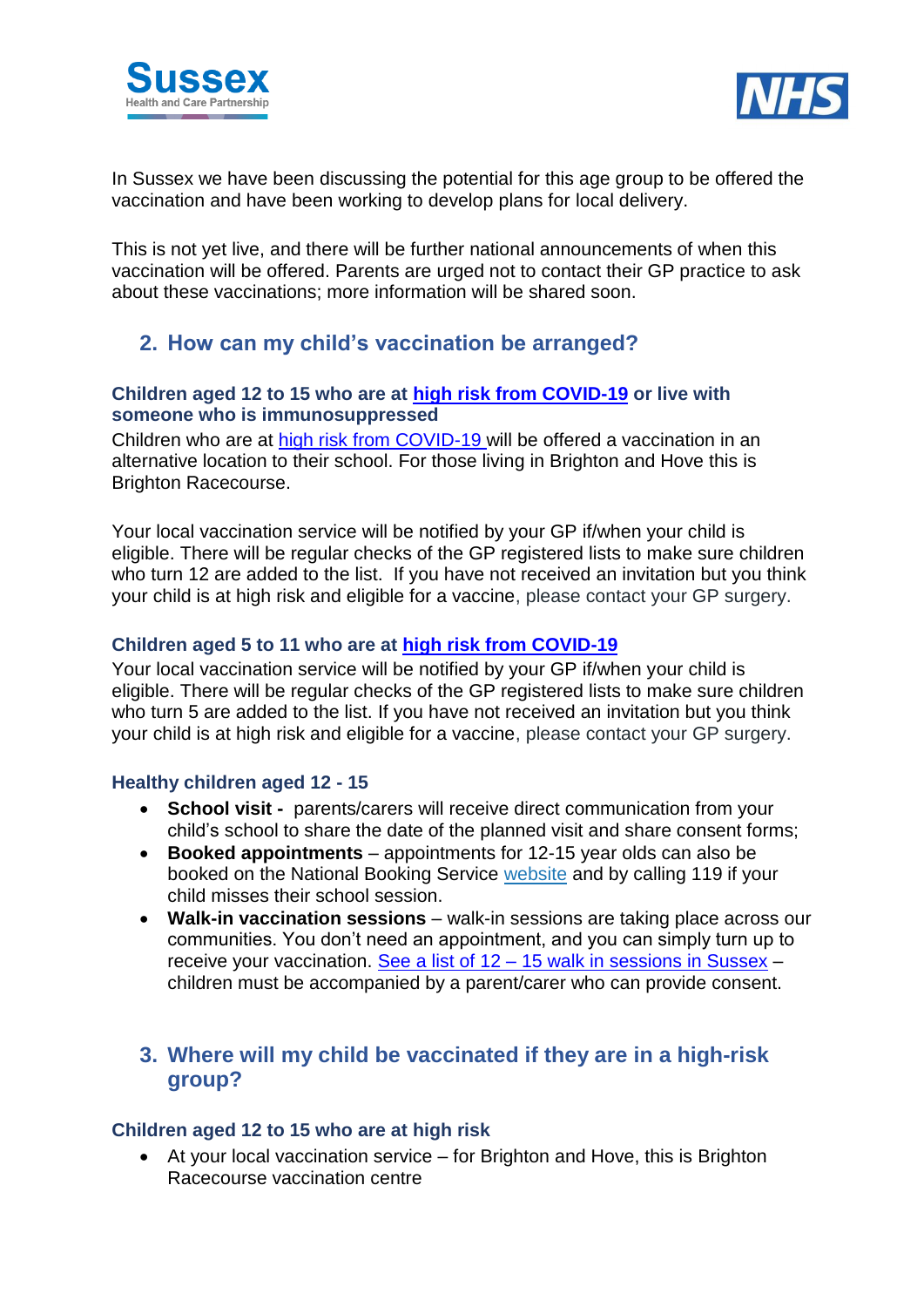In Sussex we have been discussing the potential for this age group to be offered the vaccination and have been working to develop plans for local delivery.

This is not yet live, and there will be further national announcements of when this vaccination will be offered. Parents are urged not to contact their GP practice to ask about these vaccinations; more information will be shared soon.

## 2. How can my child's vaccination be arranged?

### Children aged 12 to 15 who are at high risk from COVID-19 or live with someone who is immunosuppressed

Children who are at high risk from COVID-19 will be offered a vaccination in an alternative location to their school. For those living in Brighton and Hove this is Brighton Racecourse.

Your local vaccination service will be notified by your GP if/when your child is eligible. There will be regular checks of the GP registered lists to make sure children who turn 12 are added to the list. If you have not received an invitation but you think your child is at high risk and eligible for a vaccine, please contact your GP surgery.

### Children aged 5 to 11 who are at high risk from COVID-19

Your local vaccination service will be notified by your GP if/when your child is eligible. There will be regular checks of the GP registered lists to make sure children who turn 5 are added to the list. If you have not received an invitation but you think your child is at high risk and eligible for a vaccine, please contact your GP surgery.

### Healthy children aged 12 - 15

- **School visit -** parents/carers will receive direct communication from your child's school to share the date of the planned visit and share consent forms;
- **Booked appointments** – appointments for 12-15 year olds can also be booked on the National Booking Service website and by calling 119 if your child misses their school session.
- **Walk-in vaccination sessions** – walk-in sessions are taking place across our communities. You don't need an appointment, and you can simply turn up to receive your vaccination. See a list of 12 – 15 walk in sessions in Sussex – children must be accompanied by a parent/carer who can provide consent.

## 3. Where will my child be vaccinated if they are in a high-risk group?

### Children aged 12 to 15 who are at high risk

- At your local vaccination service – for Brighton and Hove, this is Brighton Racecourse vaccination centre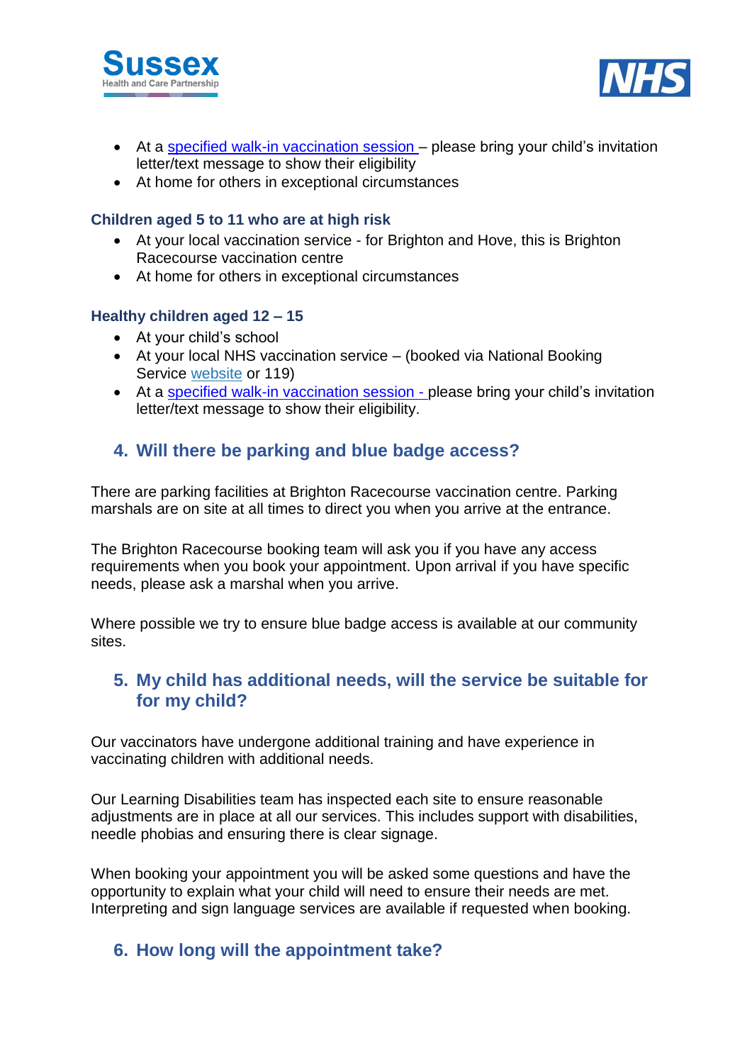- At a specified walk-in vaccination session – please bring your child's invitation letter/text message to show their eligibility
- At home for others in exceptional circumstances

### Children aged 5 to 11 who are at high risk

- At your local vaccination service - for Brighton and Hove, this is Brighton Racecourse vaccination centre
- At home for others in exceptional circumstances

### Healthy children aged 12 – 15

- At your child's school
- At your local NHS vaccination service – (booked via National Booking Service website or 119)
- At a specified walk-in vaccination session - please bring your child's invitation letter/text message to show their eligibility.

## 4. Will there be parking and blue badge access?

There are parking facilities at Brighton Racecourse vaccination centre. Parking marshals are on site at all times to direct you when you arrive at the entrance.

The Brighton Racecourse booking team will ask you if you have any access requirements when you book your appointment. Upon arrival if you have specific needs, please ask a marshal when you arrive.

Where possible we try to ensure blue badge access is available at our community sites.

## 5. My child has additional needs, will the service be suitable for for my child?

Our vaccinators have undergone additional training and have experience in vaccinating children with additional needs.

Our Learning Disabilities team has inspected each site to ensure reasonable adjustments are in place at all our services. This includes support with disabilities, needle phobias and ensuring there is clear signage.

When booking your appointment you will be asked some questions and have the opportunity to explain what your child will need to ensure their needs are met. Interpreting and sign language services are available if requested when booking.

## 6. How long will the appointment take?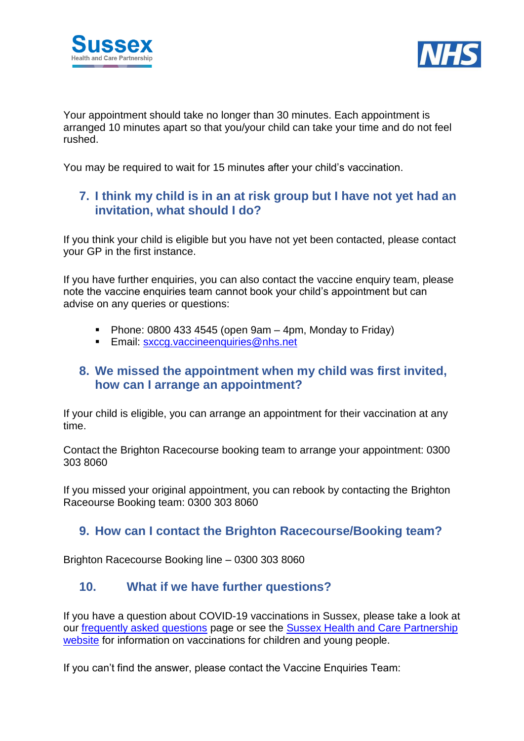Your appointment should take no longer than 30 minutes. Each appointment is arranged 10 minutes apart so that you/your child can take your time and do not feel rushed.

You may be required to wait for 15 minutes after your child's vaccination.

## 7. I think my child is in an at risk group but I have not yet had an invitation, what should I do?

If you think your child is eligible but you have not yet been contacted, please contact your GP in the first instance.

If you have further enquiries, you can also contact the vaccine enquiry team, please note the vaccine enquiries team cannot book your child's appointment but can advise on any queries or questions:

- Phone: 0800 433 4545 (open 9am – 4pm, Monday to Friday)
- Email: sxccg.vaccineenquiries@nhs.net

## 8. We missed the appointment when my child was first invited, how can I arrange an appointment?

If your child is eligible, you can arrange an appointment for their vaccination at any time.

Contact the Brighton Racecourse booking team to arrange your appointment: 0300 303 8060

If you missed your original appointment, you can rebook by contacting the Brighton Raceourse Booking team: 0300 303 8060

## 9. How can I contact the Brighton Racecourse/Booking team?

Brighton Racecourse Booking line – 0300 303 8060

## 10. What if we have further questions?

If you have a question about COVID-19 vaccinations in Sussex, please take a look at our frequently asked questions page or see the Sussex Health and Care Partnership website for information on vaccinations for children and young people.

If you can't find the answer, please contact the Vaccine Enquiries Team: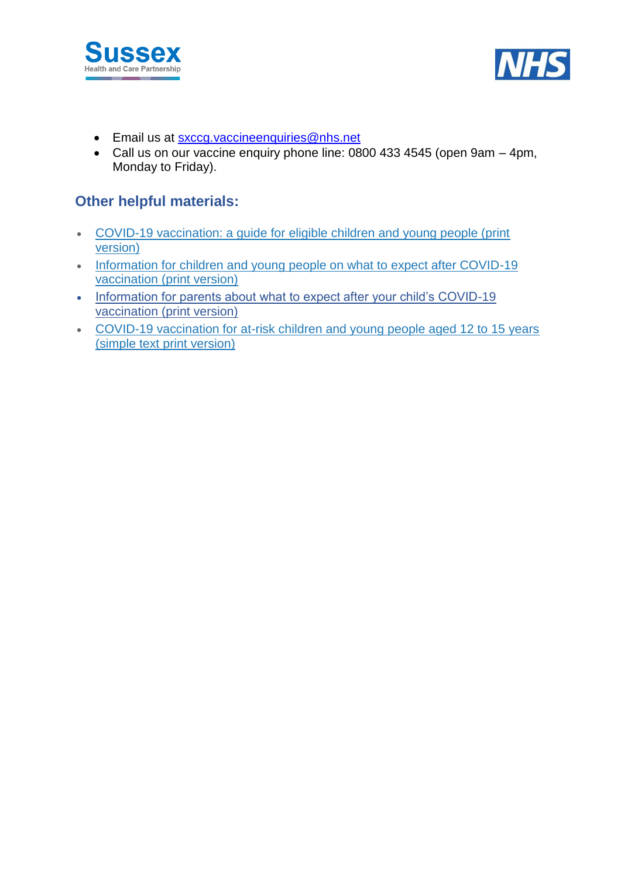- Email us at sxccg.vaccineenquiries@nhs.net
- Call us on our vaccine enquiry phone line: 0800 433 4545 (open 9am – 4pm, Monday to Friday).

## Other helpful materials:

- COVID-19 vaccination: a guide for eligible children and young people (print version)
- Information for children and young people on what to expect after COVID-19 vaccination (print version)
- Information for parents about what to expect after your child's COVID-19 vaccination (print version)
- COVID-19 vaccination for at-risk children and young people aged 12 to 15 years (simple text print version)